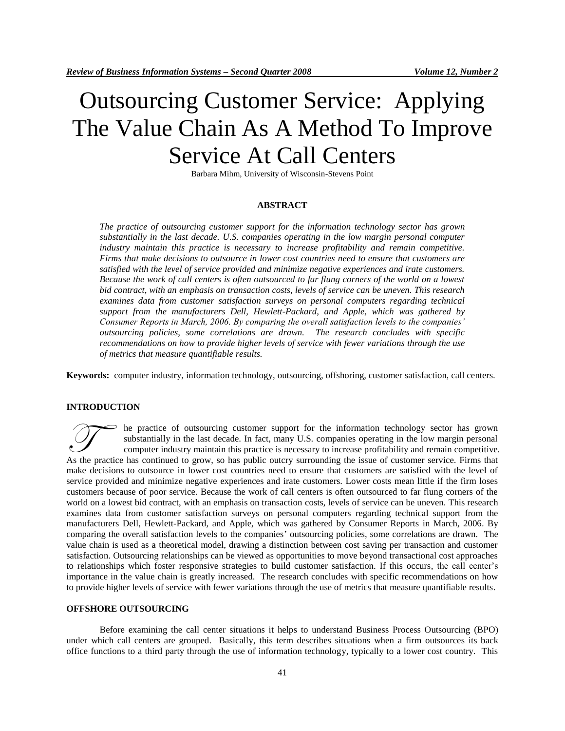# Outsourcing Customer Service: Applying The Value Chain As A Method To Improve Service At Call Centers

Barbara Mihm, University of Wisconsin-Stevens Point

## ABSTRACT

*The practice of outsourcing customer support for the information technology sector has grown substantially in the last decade. U.S. companies operating in the low margin personal computer industry maintain this practice is necessary to increase profitability and remain competitive. Firms that make decisions to outsource in lower cost countries need to ensure that customers are satisfied with the level of service provided and minimize negative experiences and irate customers. Because the work of call centers is often outsourced to far flung corners of the world on a lowest bid contract, with an emphasis on transaction costs, levels of service can be uneven. This research examines data from customer satisfaction surveys on personal computers regarding technical support from the manufacturers Dell, Hewlett-Packard, and Apple, which was gathered by Consumer Reports in March, 2006. By comparing the overall satisfaction levels to the companies' outsourcing policies, some correlations are drawn. The research concludes with specific recommendations on how to provide higher levels of service with fewer variations through the use of metrics that measure quantifiable results.*

**Keywords:** computer industry, information technology, outsourcing, offshoring, customer satisfaction, call centers.

## INTRODUCTION

The practice of outsourcing customer support for the information technology sector has grown substantially in the last decade. In fact, many U.S. companies operating in the low margin personal computer industry maintain this practice is necessary to increase profitability and remain competitive. As the practice has continued to grow, so has public outcry surrounding the issue of customer service. Firms that make decisions to outsource in lower cost countries need to ensure that customers are satisfied with the level of service provided and minimize negative experiences and irate customers. Lower costs mean little if the firm loses customers because of poor service. Because the work of call centers is often outsourced to far flung corners of the world on a lowest bid contract, with an emphasis on transaction costs, levels of service can be uneven. This research examines data from customer satisfaction surveys on personal computers regarding technical support from the manufacturers Dell, Hewlett-Packard, and Apple, which was gathered by Consumer Reports in March, 2006. By comparing the overall satisfaction levels to the companies' outsourcing policies, some correlations are drawn. The value chain is used as a theoretical model, drawing a distinction between cost saving per transaction and customer satisfaction. Outsourcing relationships can be viewed as opportunities to move beyond transactional cost approaches to relationships which foster responsive strategies to build customer satisfaction. If this occurs, the call center's importance in the value chain is greatly increased. The research concludes with specific recommendations on how to provide higher levels of service with fewer variations through the use of metrics that measure quantifiable results.

## OFFSHORE OUTSOURCING

Before examining the call center situations it helps to understand Business Process Outsourcing (BPO) under which call centers are grouped. Basically, this term describes situations when a firm outsources its back office functions to a third party through the use of information technology, typically to a lower cost country. This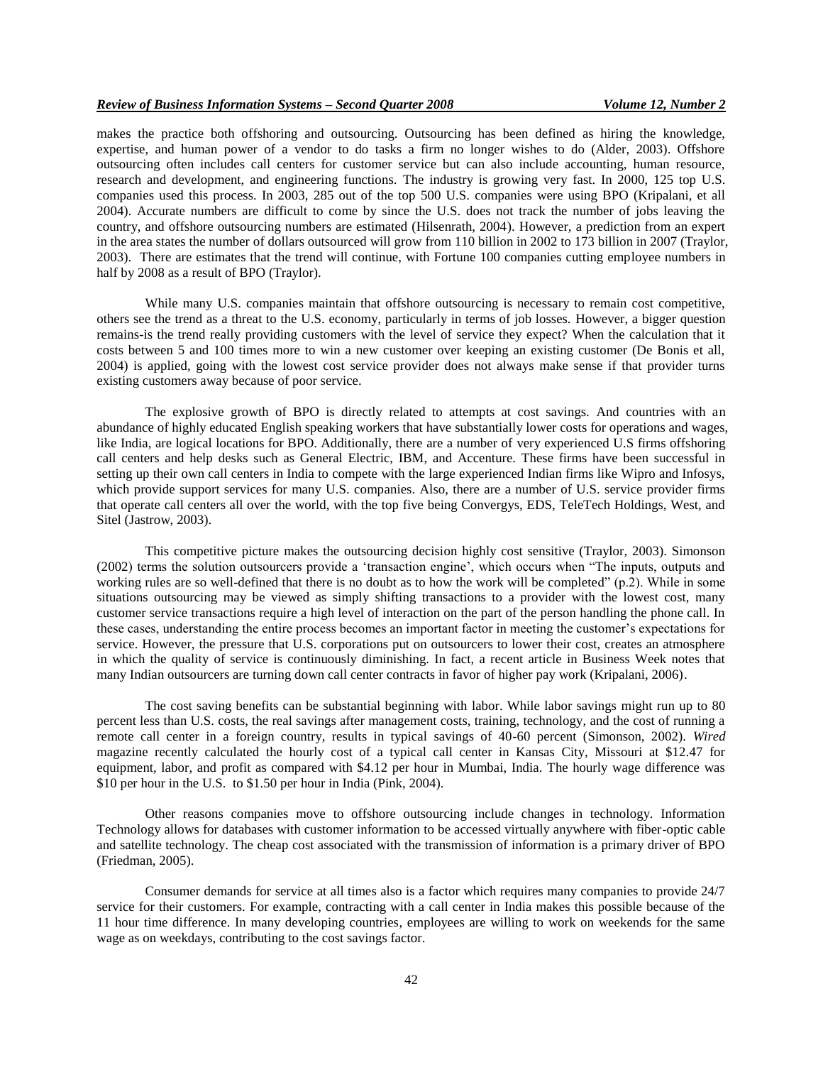makes the practice both offshoring and outsourcing. Outsourcing has been defined as hiring the knowledge, expertise, and human power of a vendor to do tasks a firm no longer wishes to do (Alder, 2003). Offshore outsourcing often includes call centers for customer service but can also include accounting, human resource, research and development, and engineering functions. The industry is growing very fast. In 2000, 125 top U.S. companies used this process. In 2003, 285 out of the top 500 U.S. companies were using BPO (Kripalani, et all 2004). Accurate numbers are difficult to come by since the U.S. does not track the number of jobs leaving the country, and offshore outsourcing numbers are estimated (Hilsenrath, 2004). However, a prediction from an expert in the area states the number of dollars outsourced will grow from 110 billion in 2002 to 173 billion in 2007 (Traylor, 2003). There are estimates that the trend will continue, with Fortune 100 companies cutting employee numbers in half by 2008 as a result of BPO (Traylor).

While many U.S. companies maintain that offshore outsourcing is necessary to remain cost competitive, others see the trend as a threat to the U.S. economy, particularly in terms of job losses. However, a bigger question remains-is the trend really providing customers with the level of service they expect? When the calculation that it costs between 5 and 100 times more to win a new customer over keeping an existing customer (De Bonis et all, 2004) is applied, going with the lowest cost service provider does not always make sense if that provider turns existing customers away because of poor service.

The explosive growth of BPO is directly related to attempts at cost savings. And countries with an abundance of highly educated English speaking workers that have substantially lower costs for operations and wages, like India, are logical locations for BPO. Additionally, there are a number of very experienced U.S firms offshoring call centers and help desks such as General Electric, IBM, and Accenture. These firms have been successful in setting up their own call centers in India to compete with the large experienced Indian firms like Wipro and Infosys, which provide support services for many U.S. companies. Also, there are a number of U.S. service provider firms that operate call centers all over the world, with the top five being Convergys, EDS, TeleTech Holdings, West, and Sitel (Jastrow, 2003).

This competitive picture makes the outsourcing decision highly cost sensitive (Traylor, 2003). Simonson (2002) terms the solution outsourcers provide a 'transaction engine', which occurs when "The inputs, outputs and working rules are so well-defined that there is no doubt as to how the work will be completed" (p.2). While in some situations outsourcing may be viewed as simply shifting transactions to a provider with the lowest cost, many customer service transactions require a high level of interaction on the part of the person handling the phone call. In these cases, understanding the entire process becomes an important factor in meeting the customer's expectations for service. However, the pressure that U.S. corporations put on outsourcers to lower their cost, creates an atmosphere in which the quality of service is continuously diminishing. In fact, a recent article in Business Week notes that many Indian outsourcers are turning down call center contracts in favor of higher pay work (Kripalani, 2006).

The cost saving benefits can be substantial beginning with labor. While labor savings might run up to 80 percent less than U.S. costs, the real savings after management costs, training, technology, and the cost of running a remote call center in a foreign country, results in typical savings of 40-60 percent (Simonson, 2002). *Wired* magazine recently calculated the hourly cost of a typical call center in Kansas City, Missouri at $12.47 for equipment, labor, and profit as compared with $4.12 per hour in Mumbai, India. The hourly wage difference was $10 per hour in the U.S. to $1.50 per hour in India (Pink, 2004).

Other reasons companies move to offshore outsourcing include changes in technology. Information Technology allows for databases with customer information to be accessed virtually anywhere with fiber-optic cable and satellite technology. The cheap cost associated with the transmission of information is a primary driver of BPO (Friedman, 2005).

Consumer demands for service at all times also is a factor which requires many companies to provide 24/7 service for their customers. For example, contracting with a call center in India makes this possible because of the 11 hour time difference. In many developing countries, employees are willing to work on weekends for the same wage as on weekdays, contributing to the cost savings factor.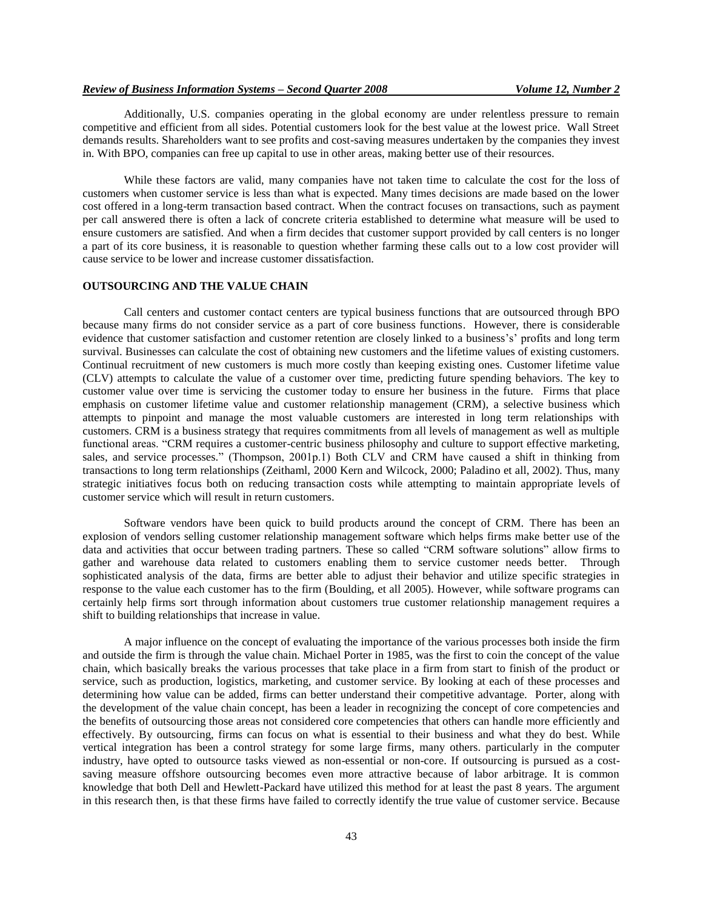Additionally, U.S. companies operating in the global economy are under relentless pressure to remain competitive and efficient from all sides. Potential customers look for the best value at the lowest price. Wall Street demands results. Shareholders want to see profits and cost-saving measures undertaken by the companies they invest in. With BPO, companies can free up capital to use in other areas, making better use of their resources.

While these factors are valid, many companies have not taken time to calculate the cost for the loss of customers when customer service is less than what is expected. Many times decisions are made based on the lower cost offered in a long-term transaction based contract. When the contract focuses on transactions, such as payment per call answered there is often a lack of concrete criteria established to determine what measure will be used to ensure customers are satisfied. And when a firm decides that customer support provided by call centers is no longer a part of its core business, it is reasonable to question whether farming these calls out to a low cost provider will cause service to be lower and increase customer dissatisfaction.

## OUTSOURCING AND THE VALUE CHAIN

Call centers and customer contact centers are typical business functions that are outsourced through BPO because many firms do not consider service as a part of core business functions. However, there is considerable evidence that customer satisfaction and customer retention are closely linked to a business's' profits and long term survival. Businesses can calculate the cost of obtaining new customers and the lifetime values of existing customers. Continual recruitment of new customers is much more costly than keeping existing ones. Customer lifetime value (CLV) attempts to calculate the value of a customer over time, predicting future spending behaviors. The key to customer value over time is servicing the customer today to ensure her business in the future. Firms that place emphasis on customer lifetime value and customer relationship management (CRM), a selective business which attempts to pinpoint and manage the most valuable customers are interested in long term relationships with customers. CRM is a business strategy that requires commitments from all levels of management as well as multiple functional areas. "CRM requires a customer-centric business philosophy and culture to support effective marketing, sales, and service processes." (Thompson, 2001p.1) Both CLV and CRM have caused a shift in thinking from transactions to long term relationships (Zeithaml, 2000 Kern and Wilcock, 2000; Paladino et all, 2002). Thus, many strategic initiatives focus both on reducing transaction costs while attempting to maintain appropriate levels of customer service which will result in return customers.

Software vendors have been quick to build products around the concept of CRM. There has been an explosion of vendors selling customer relationship management software which helps firms make better use of the data and activities that occur between trading partners. These so called "CRM software solutions" allow firms to gather and warehouse data related to customers enabling them to service customer needs better. Through sophisticated analysis of the data, firms are better able to adjust their behavior and utilize specific strategies in response to the value each customer has to the firm (Boulding, et all 2005). However, while software programs can certainly help firms sort through information about customers true customer relationship management requires a shift to building relationships that increase in value.

A major influence on the concept of evaluating the importance of the various processes both inside the firm and outside the firm is through the value chain. Michael Porter in 1985, was the first to coin the concept of the value chain, which basically breaks the various processes that take place in a firm from start to finish of the product or service, such as production, logistics, marketing, and customer service. By looking at each of these processes and determining how value can be added, firms can better understand their competitive advantage. Porter, along with the development of the value chain concept, has been a leader in recognizing the concept of core competencies and the benefits of outsourcing those areas not considered core competencies that others can handle more efficiently and effectively. By outsourcing, firms can focus on what is essential to their business and what they do best. While vertical integration has been a control strategy for some large firms, many others. particularly in the computer industry, have opted to outsource tasks viewed as non-essential or non-core. If outsourcing is pursued as a cost-saving measure offshore outsourcing becomes even more attractive because of labor arbitrage. It is common knowledge that both Dell and Hewlett-Packard have utilized this method for at least the past 8 years. The argument in this research then, is that these firms have failed to correctly identify the true value of customer service. Because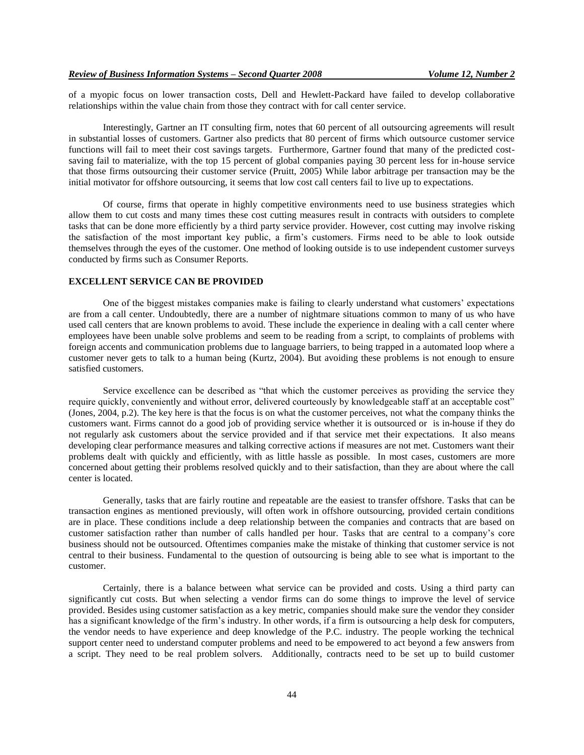of a myopic focus on lower transaction costs, Dell and Hewlett-Packard have failed to develop collaborative relationships within the value chain from those they contract with for call center service.

Interestingly, Gartner an IT consulting firm, notes that 60 percent of all outsourcing agreements will result in substantial losses of customers. Gartner also predicts that 80 percent of firms which outsource customer service functions will fail to meet their cost savings targets. Furthermore, Gartner found that many of the predicted cost-saving fail to materialize, with the top 15 percent of global companies paying 30 percent less for in-house service that those firms outsourcing their customer service (Pruitt, 2005) While labor arbitrage per transaction may be the initial motivator for offshore outsourcing, it seems that low cost call centers fail to live up to expectations.

Of course, firms that operate in highly competitive environments need to use business strategies which allow them to cut costs and many times these cost cutting measures result in contracts with outsiders to complete tasks that can be done more efficiently by a third party service provider. However, cost cutting may involve risking the satisfaction of the most important key public, a firm's customers. Firms need to be able to look outside themselves through the eyes of the customer. One method of looking outside is to use independent customer surveys conducted by firms such as Consumer Reports.

## EXCELLENT SERVICE CAN BE PROVIDED

One of the biggest mistakes companies make is failing to clearly understand what customers' expectations are from a call center. Undoubtedly, there are a number of nightmare situations common to many of us who have used call centers that are known problems to avoid. These include the experience in dealing with a call center where employees have been unable solve problems and seem to be reading from a script, to complaints of problems with foreign accents and communication problems due to language barriers, to being trapped in a automated loop where a customer never gets to talk to a human being (Kurtz, 2004). But avoiding these problems is not enough to ensure satisfied customers.

Service excellence can be described as "that which the customer perceives as providing the service they require quickly, conveniently and without error, delivered courteously by knowledgeable staff at an acceptable cost" (Jones, 2004, p.2). The key here is that the focus is on what the customer perceives, not what the company thinks the customers want. Firms cannot do a good job of providing service whether it is outsourced or is in-house if they do not regularly ask customers about the service provided and if that service met their expectations. It also means developing clear performance measures and talking corrective actions if measures are not met. Customers want their problems dealt with quickly and efficiently, with as little hassle as possible. In most cases, customers are more concerned about getting their problems resolved quickly and to their satisfaction, than they are about where the call center is located.

Generally, tasks that are fairly routine and repeatable are the easiest to transfer offshore. Tasks that can be transaction engines as mentioned previously, will often work in offshore outsourcing, provided certain conditions are in place. These conditions include a deep relationship between the companies and contracts that are based on customer satisfaction rather than number of calls handled per hour. Tasks that are central to a company's core business should not be outsourced. Oftentimes companies make the mistake of thinking that customer service is not central to their business. Fundamental to the question of outsourcing is being able to see what is important to the customer.

Certainly, there is a balance between what service can be provided and costs. Using a third party can significantly cut costs. But when selecting a vendor firms can do some things to improve the level of service provided. Besides using customer satisfaction as a key metric, companies should make sure the vendor they consider has a significant knowledge of the firm's industry. In other words, if a firm is outsourcing a help desk for computers, the vendor needs to have experience and deep knowledge of the P.C. industry. The people working the technical support center need to understand computer problems and need to be empowered to act beyond a few answers from a script. They need to be real problem solvers. Additionally, contracts need to be set up to build customer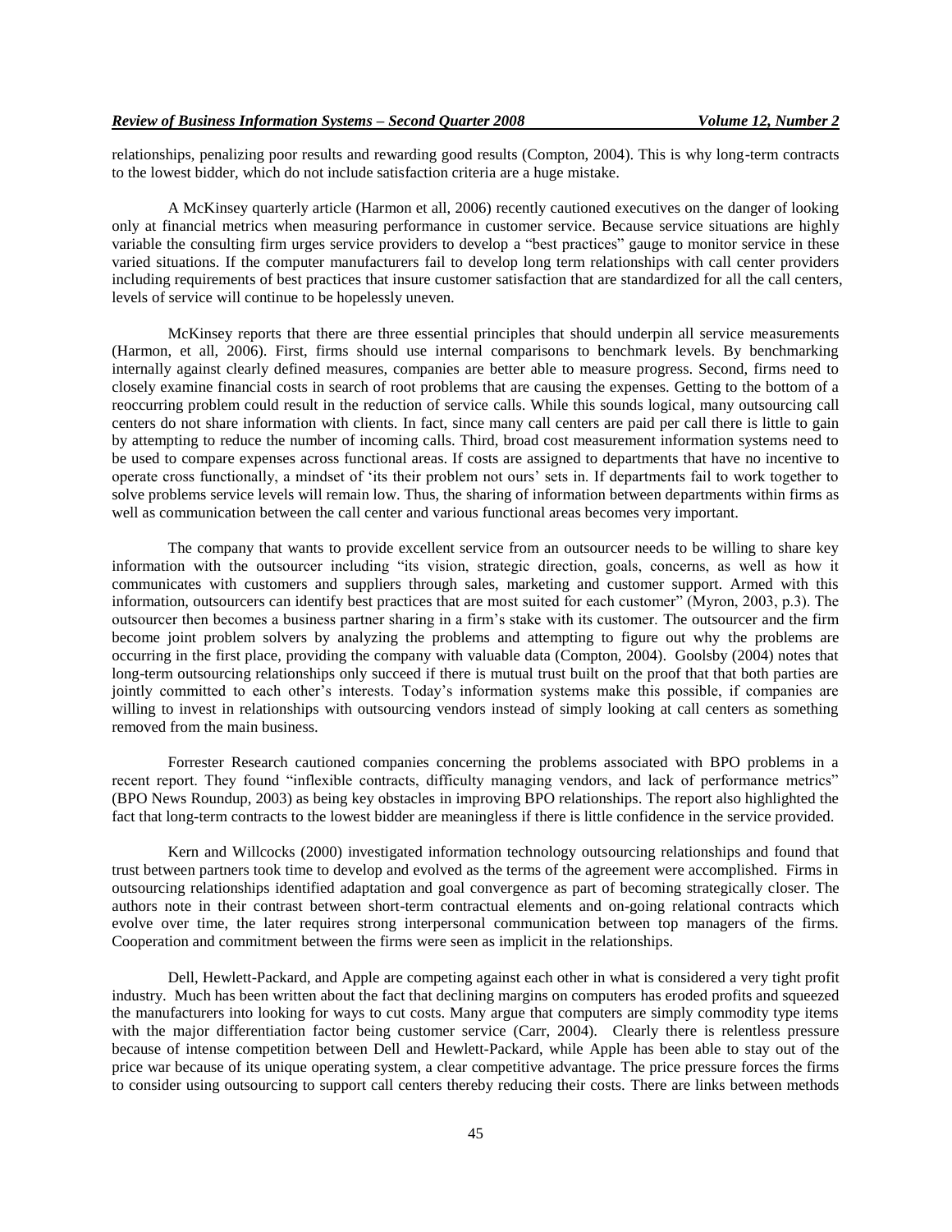relationships, penalizing poor results and rewarding good results (Compton, 2004). This is why long-term contracts to the lowest bidder, which do not include satisfaction criteria are a huge mistake.

A McKinsey quarterly article (Harmon et all, 2006) recently cautioned executives on the danger of looking only at financial metrics when measuring performance in customer service. Because service situations are highly variable the consulting firm urges service providers to develop a "best practices" gauge to monitor service in these varied situations. If the computer manufacturers fail to develop long term relationships with call center providers including requirements of best practices that insure customer satisfaction that are standardized for all the call centers, levels of service will continue to be hopelessly uneven.

McKinsey reports that there are three essential principles that should underpin all service measurements (Harmon, et all, 2006). First, firms should use internal comparisons to benchmark levels. By benchmarking internally against clearly defined measures, companies are better able to measure progress. Second, firms need to closely examine financial costs in search of root problems that are causing the expenses. Getting to the bottom of a reoccurring problem could result in the reduction of service calls. While this sounds logical, many outsourcing call centers do not share information with clients. In fact, since many call centers are paid per call there is little to gain by attempting to reduce the number of incoming calls. Third, broad cost measurement information systems need to be used to compare expenses across functional areas. If costs are assigned to departments that have no incentive to operate cross functionally, a mindset of 'its their problem not ours' sets in. If departments fail to work together to solve problems service levels will remain low. Thus, the sharing of information between departments within firms as well as communication between the call center and various functional areas becomes very important.

The company that wants to provide excellent service from an outsourcer needs to be willing to share key information with the outsourcer including "its vision, strategic direction, goals, concerns, as well as how it communicates with customers and suppliers through sales, marketing and customer support. Armed with this information, outsourcers can identify best practices that are most suited for each customer" (Myron, 2003, p.3). The outsourcer then becomes a business partner sharing in a firm's stake with its customer. The outsourcer and the firm become joint problem solvers by analyzing the problems and attempting to figure out why the problems are occurring in the first place, providing the company with valuable data (Compton, 2004). Goolsby (2004) notes that long-term outsourcing relationships only succeed if there is mutual trust built on the proof that that both parties are jointly committed to each other's interests. Today's information systems make this possible, if companies are willing to invest in relationships with outsourcing vendors instead of simply looking at call centers as something removed from the main business.

Forrester Research cautioned companies concerning the problems associated with BPO problems in a recent report. They found "inflexible contracts, difficulty managing vendors, and lack of performance metrics" (BPO News Roundup, 2003) as being key obstacles in improving BPO relationships. The report also highlighted the fact that long-term contracts to the lowest bidder are meaningless if there is little confidence in the service provided.

Kern and Willcocks (2000) investigated information technology outsourcing relationships and found that trust between partners took time to develop and evolved as the terms of the agreement were accomplished. Firms in outsourcing relationships identified adaptation and goal convergence as part of becoming strategically closer. The authors note in their contrast between short-term contractual elements and on-going relational contracts which evolve over time, the later requires strong interpersonal communication between top managers of the firms. Cooperation and commitment between the firms were seen as implicit in the relationships.

Dell, Hewlett-Packard, and Apple are competing against each other in what is considered a very tight profit industry. Much has been written about the fact that declining margins on computers has eroded profits and squeezed the manufacturers into looking for ways to cut costs. Many argue that computers are simply commodity type items with the major differentiation factor being customer service (Carr, 2004). Clearly there is relentless pressure because of intense competition between Dell and Hewlett-Packard, while Apple has been able to stay out of the price war because of its unique operating system, a clear competitive advantage. The price pressure forces the firms to consider using outsourcing to support call centers thereby reducing their costs. There are links between methods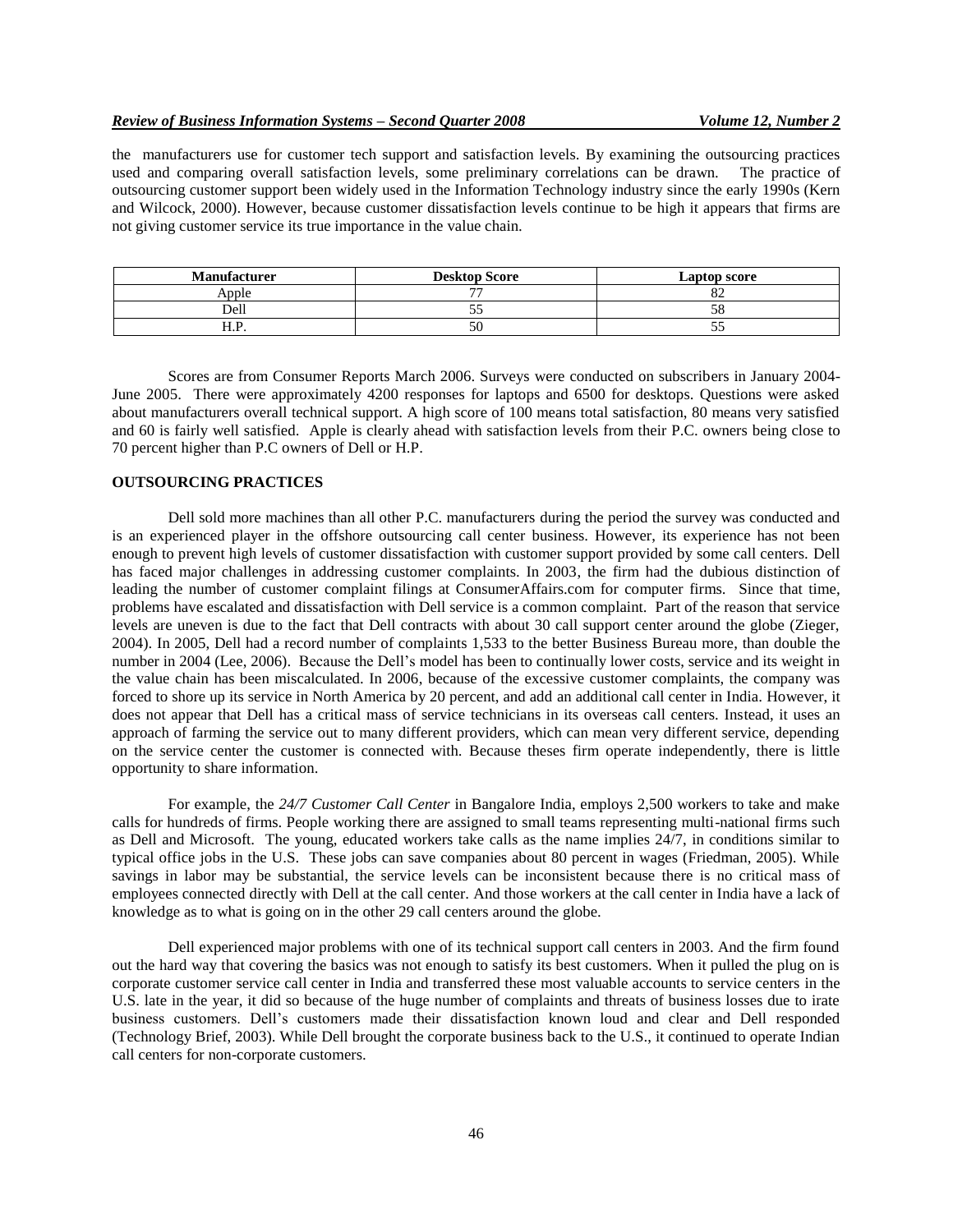the manufacturers use for customer tech support and satisfaction levels. By examining the outsourcing practices used and comparing overall satisfaction levels, some preliminary correlations can be drawn. The practice of outsourcing customer support been widely used in the Information Technology industry since the early 1990s (Kern and Wilcock, 2000). However, because customer dissatisfaction levels continue to be high it appears that firms are not giving customer service its true importance in the value chain.

| Manufacturer | Desktop Score | Laptop score |
| --- | --- | --- |
| Apple | 77 | 82 |
| Dell | 55 | 58 |
| H.P. | 50 | 55 |

Scores are from Consumer Reports March 2006. Surveys were conducted on subscribers in January 2004-June 2005. There were approximately 4200 responses for laptops and 6500 for desktops. Questions were asked about manufacturers overall technical support. A high score of 100 means total satisfaction, 80 means very satisfied and 60 is fairly well satisfied. Apple is clearly ahead with satisfaction levels from their P.C. owners being close to 70 percent higher than P.C owners of Dell or H.P.

## OUTSOURCING PRACTICES

Dell sold more machines than all other P.C. manufacturers during the period the survey was conducted and is an experienced player in the offshore outsourcing call center business. However, its experience has not been enough to prevent high levels of customer dissatisfaction with customer support provided by some call centers. Dell has faced major challenges in addressing customer complaints. In 2003, the firm had the dubious distinction of leading the number of customer complaint filings at ConsumerAffairs.com for computer firms. Since that time, problems have escalated and dissatisfaction with Dell service is a common complaint. Part of the reason that service levels are uneven is due to the fact that Dell contracts with about 30 call support center around the globe (Zieger, 2004). In 2005, Dell had a record number of complaints 1,533 to the better Business Bureau more, than double the number in 2004 (Lee, 2006). Because the Dell's model has been to continually lower costs, service and its weight in the value chain has been miscalculated. In 2006, because of the excessive customer complaints, the company was forced to shore up its service in North America by 20 percent, and add an additional call center in India. However, it does not appear that Dell has a critical mass of service technicians in its overseas call centers. Instead, it uses an approach of farming the service out to many different providers, which can mean very different service, depending on the service center the customer is connected with. Because theses firm operate independently, there is little opportunity to share information.

For example, the *24/7 Customer Call Center* in Bangalore India, employs 2,500 workers to take and make calls for hundreds of firms. People working there are assigned to small teams representing multi-national firms such as Dell and Microsoft. The young, educated workers take calls as the name implies 24/7, in conditions similar to typical office jobs in the U.S. These jobs can save companies about 80 percent in wages (Friedman, 2005). While savings in labor may be substantial, the service levels can be inconsistent because there is no critical mass of employees connected directly with Dell at the call center. And those workers at the call center in India have a lack of knowledge as to what is going on in the other 29 call centers around the globe.

Dell experienced major problems with one of its technical support call centers in 2003. And the firm found out the hard way that covering the basics was not enough to satisfy its best customers. When it pulled the plug on is corporate customer service call center in India and transferred these most valuable accounts to service centers in the U.S. late in the year, it did so because of the huge number of complaints and threats of business losses due to irate business customers. Dell's customers made their dissatisfaction known loud and clear and Dell responded (Technology Brief, 2003). While Dell brought the corporate business back to the U.S., it continued to operate Indian call centers for non-corporate customers.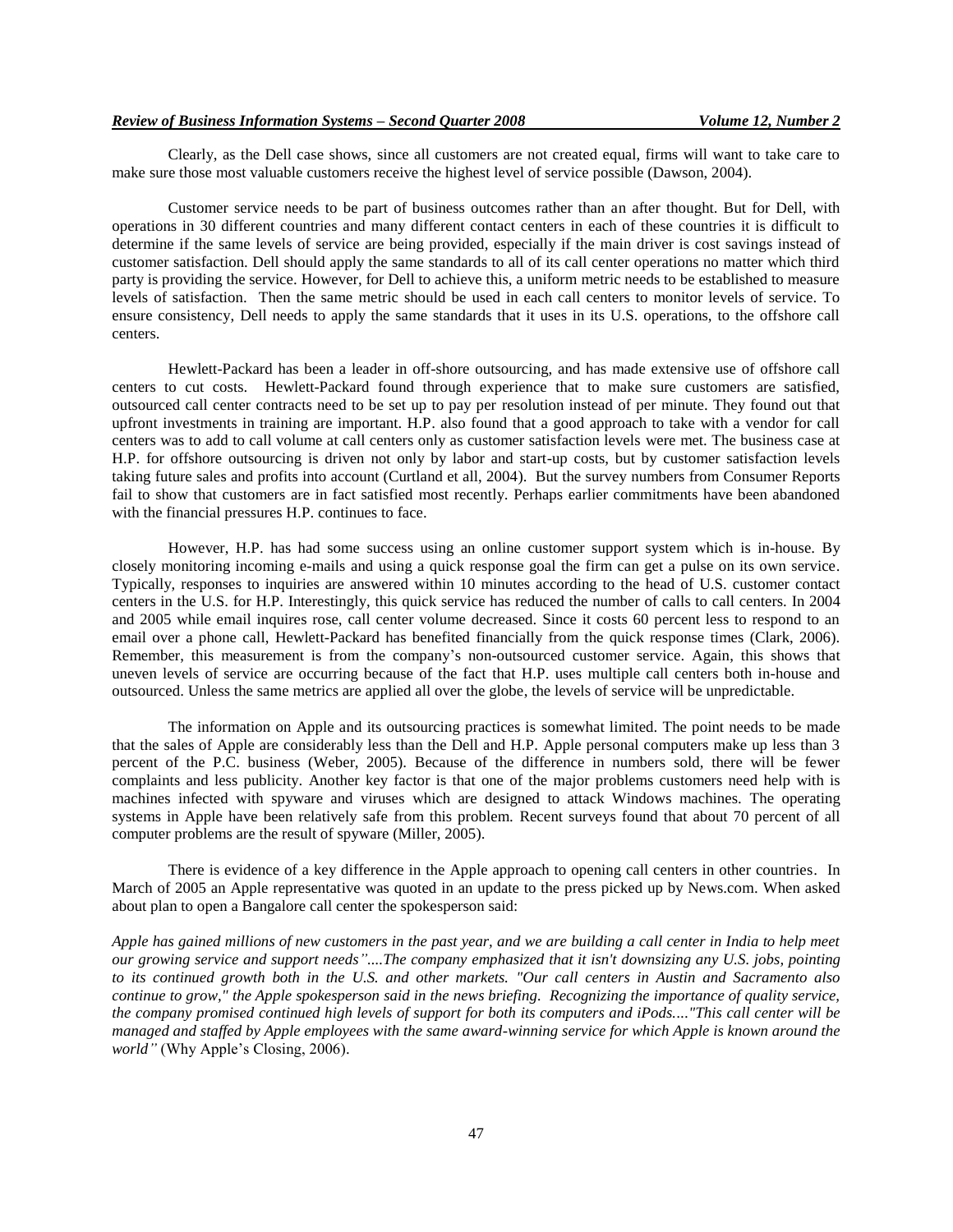Clearly, as the Dell case shows, since all customers are not created equal, firms will want to take care to make sure those most valuable customers receive the highest level of service possible (Dawson, 2004).

Customer service needs to be part of business outcomes rather than an after thought. But for Dell, with operations in 30 different countries and many different contact centers in each of these countries it is difficult to determine if the same levels of service are being provided, especially if the main driver is cost savings instead of customer satisfaction. Dell should apply the same standards to all of its call center operations no matter which third party is providing the service. However, for Dell to achieve this, a uniform metric needs to be established to measure levels of satisfaction. Then the same metric should be used in each call centers to monitor levels of service. To ensure consistency, Dell needs to apply the same standards that it uses in its U.S. operations, to the offshore call centers.

Hewlett-Packard has been a leader in off-shore outsourcing, and has made extensive use of offshore call centers to cut costs. Hewlett-Packard found through experience that to make sure customers are satisfied, outsourced call center contracts need to be set up to pay per resolution instead of per minute. They found out that upfront investments in training are important. H.P. also found that a good approach to take with a vendor for call centers was to add to call volume at call centers only as customer satisfaction levels were met. The business case at H.P. for offshore outsourcing is driven not only by labor and start-up costs, but by customer satisfaction levels taking future sales and profits into account (Curtland et all, 2004). But the survey numbers from Consumer Reports fail to show that customers are in fact satisfied most recently. Perhaps earlier commitments have been abandoned with the financial pressures H.P. continues to face.

However, H.P. has had some success using an online customer support system which is in-house. By closely monitoring incoming e-mails and using a quick response goal the firm can get a pulse on its own service. Typically, responses to inquiries are answered within 10 minutes according to the head of U.S. customer contact centers in the U.S. for H.P. Interestingly, this quick service has reduced the number of calls to call centers. In 2004 and 2005 while email inquires rose, call center volume decreased. Since it costs 60 percent less to respond to an email over a phone call, Hewlett-Packard has benefited financially from the quick response times (Clark, 2006). Remember, this measurement is from the company's non-outsourced customer service. Again, this shows that uneven levels of service are occurring because of the fact that H.P. uses multiple call centers both in-house and outsourced. Unless the same metrics are applied all over the globe, the levels of service will be unpredictable.

The information on Apple and its outsourcing practices is somewhat limited. The point needs to be made that the sales of Apple are considerably less than the Dell and H.P. Apple personal computers make up less than 3 percent of the P.C. business (Weber, 2005). Because of the difference in numbers sold, there will be fewer complaints and less publicity. Another key factor is that one of the major problems customers need help with is machines infected with spyware and viruses which are designed to attack Windows machines. The operating systems in Apple have been relatively safe from this problem. Recent surveys found that about 70 percent of all computer problems are the result of spyware (Miller, 2005).

There is evidence of a key difference in the Apple approach to opening call centers in other countries. In March of 2005 an Apple representative was quoted in an update to the press picked up by News.com. When asked about plan to open a Bangalore call center the spokesperson said:

*Apple has gained millions of new customers in the past year, and we are building a call center in India to help meet our growing service and support needs"....The company emphasized that it isn't downsizing any U.S. jobs, pointing to its continued growth both in the U.S. and other markets. "Our call centers in Austin and Sacramento also continue to grow," the Apple spokesperson said in the news briefing. Recognizing the importance of quality service, the company promised continued high levels of support for both its computers and iPods...."This call center will be managed and staffed by Apple employees with the same award-winning service for which Apple is known around the world"* (Why Apple's Closing, 2006).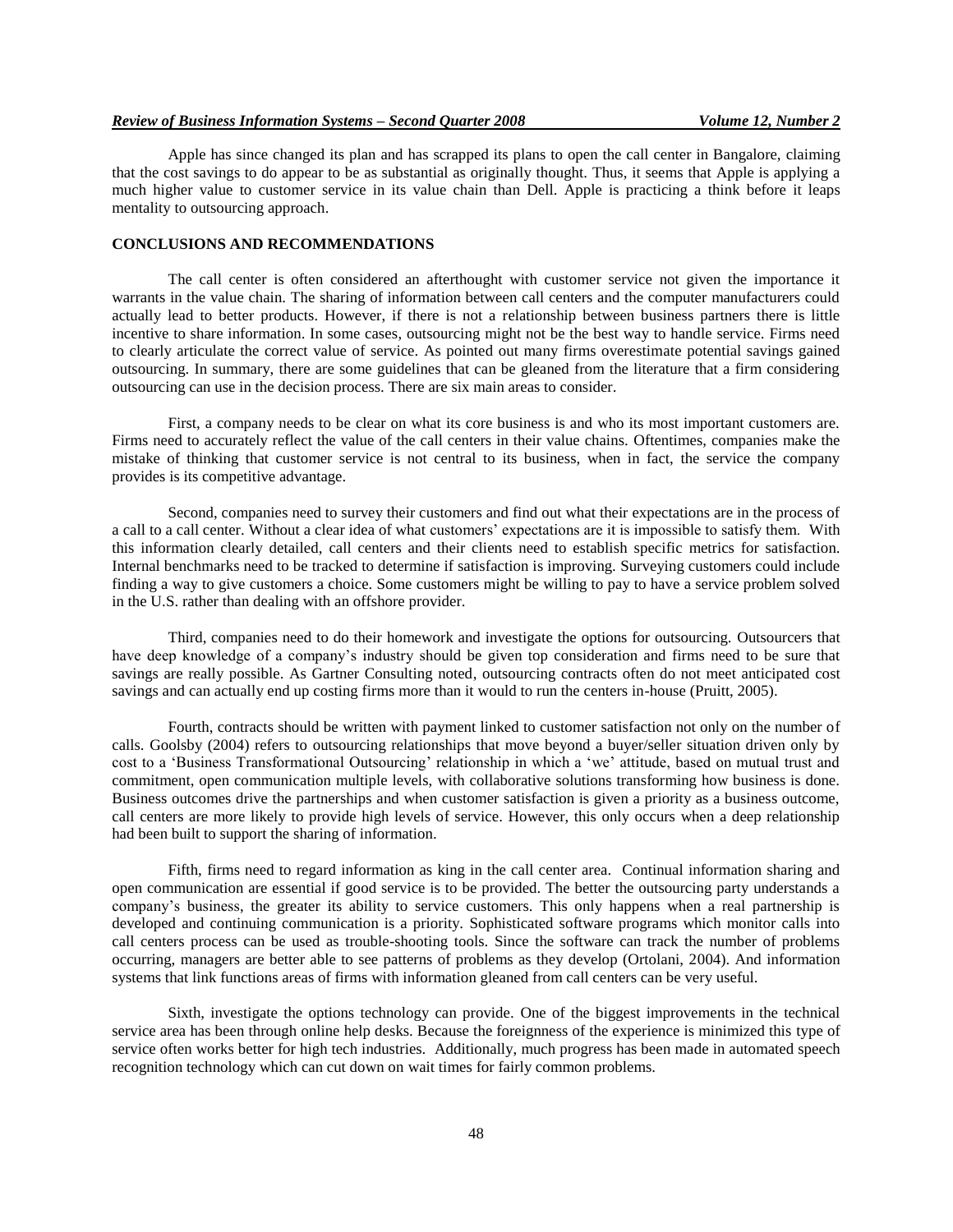Apple has since changed its plan and has scrapped its plans to open the call center in Bangalore, claiming that the cost savings to do appear to be as substantial as originally thought. Thus, it seems that Apple is applying a much higher value to customer service in its value chain than Dell. Apple is practicing a think before it leaps mentality to outsourcing approach.

## CONCLUSIONS AND RECOMMENDATIONS

The call center is often considered an afterthought with customer service not given the importance it warrants in the value chain. The sharing of information between call centers and the computer manufacturers could actually lead to better products. However, if there is not a relationship between business partners there is little incentive to share information. In some cases, outsourcing might not be the best way to handle service. Firms need to clearly articulate the correct value of service. As pointed out many firms overestimate potential savings gained outsourcing. In summary, there are some guidelines that can be gleaned from the literature that a firm considering outsourcing can use in the decision process. There are six main areas to consider.

First, a company needs to be clear on what its core business is and who its most important customers are. Firms need to accurately reflect the value of the call centers in their value chains. Oftentimes, companies make the mistake of thinking that customer service is not central to its business, when in fact, the service the company provides is its competitive advantage.

Second, companies need to survey their customers and find out what their expectations are in the process of a call to a call center. Without a clear idea of what customers' expectations are it is impossible to satisfy them. With this information clearly detailed, call centers and their clients need to establish specific metrics for satisfaction. Internal benchmarks need to be tracked to determine if satisfaction is improving. Surveying customers could include finding a way to give customers a choice. Some customers might be willing to pay to have a service problem solved in the U.S. rather than dealing with an offshore provider.

Third, companies need to do their homework and investigate the options for outsourcing. Outsourcers that have deep knowledge of a company's industry should be given top consideration and firms need to be sure that savings are really possible. As Gartner Consulting noted, outsourcing contracts often do not meet anticipated cost savings and can actually end up costing firms more than it would to run the centers in-house (Pruitt, 2005).

Fourth, contracts should be written with payment linked to customer satisfaction not only on the number of calls. Goolsby (2004) refers to outsourcing relationships that move beyond a buyer/seller situation driven only by cost to a 'Business Transformational Outsourcing' relationship in which a 'we' attitude, based on mutual trust and commitment, open communication multiple levels, with collaborative solutions transforming how business is done. Business outcomes drive the partnerships and when customer satisfaction is given a priority as a business outcome, call centers are more likely to provide high levels of service. However, this only occurs when a deep relationship had been built to support the sharing of information.

Fifth, firms need to regard information as king in the call center area. Continual information sharing and open communication are essential if good service is to be provided. The better the outsourcing party understands a company's business, the greater its ability to service customers. This only happens when a real partnership is developed and continuing communication is a priority. Sophisticated software programs which monitor calls into call centers process can be used as trouble-shooting tools. Since the software can track the number of problems occurring, managers are better able to see patterns of problems as they develop (Ortolani, 2004). And information systems that link functions areas of firms with information gleaned from call centers can be very useful.

Sixth, investigate the options technology can provide. One of the biggest improvements in the technical service area has been through online help desks. Because the foreignness of the experience is minimized this type of service often works better for high tech industries. Additionally, much progress has been made in automated speech recognition technology which can cut down on wait times for fairly common problems.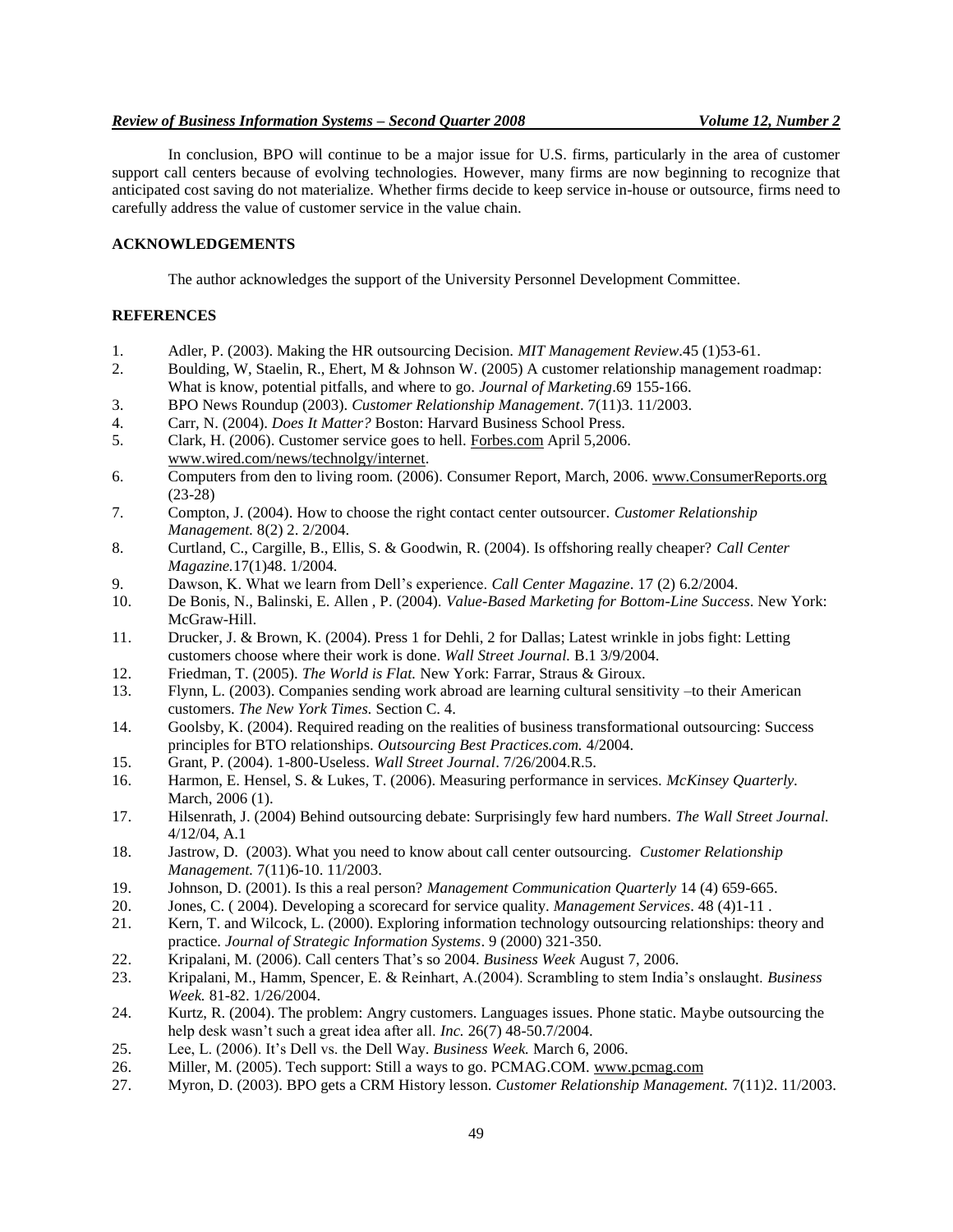In conclusion, BPO will continue to be a major issue for U.S. firms, particularly in the area of customer support call centers because of evolving technologies. However, many firms are now beginning to recognize that anticipated cost saving do not materialize. Whether firms decide to keep service in-house or outsource, firms need to carefully address the value of customer service in the value chain.

## ACKNOWLEDGEMENTS

The author acknowledges the support of the University Personnel Development Committee.

## REFERENCES

1. Adler, P. (2003). Making the HR outsourcing Decision. *MIT Management Review*.45 (1)53-61.
2. Boulding, W, Staelin, R., Ehert, M & Johnson W. (2005) A customer relationship management roadmap: What is know, potential pitfalls, and where to go. *Journal of Marketing*.69 155-166.
3. BPO News Roundup (2003). *Customer Relationship Management*. 7(11)3. 11/2003.
4. Carr, N. (2004). *Does It Matter?* Boston: Harvard Business School Press.
5. Clark, H. (2006). Customer service goes to hell. Forbes.com April 5,2006. www.wired.com/news/technolgy/internet.
6. Computers from den to living room. (2006). Consumer Report, March, 2006. www.ConsumerReports.org (23-28)
7. Compton, J. (2004). How to choose the right contact center outsourcer. *Customer Relationship Management.* 8(2) 2. 2/2004.
8. Curtland, C., Cargille, B., Ellis, S. & Goodwin, R. (2004). Is offshoring really cheaper? *Call Center Magazine.*17(1)48. 1/2004.
9. Dawson, K. What we learn from Dell's experience. *Call Center Magazine*. 17 (2) 6.2/2004.
10. De Bonis, N., Balinski, E. Allen , P. (2004). *Value-Based Marketing for Bottom-Line Success*. New York: McGraw-Hill.
11. Drucker, J. & Brown, K. (2004). Press 1 for Dehli, 2 for Dallas; Latest wrinkle in jobs fight: Letting customers choose where their work is done. *Wall Street Journal.* B.1 3/9/2004.
12. Friedman, T. (2005). *The World is Flat.* New York: Farrar, Straus & Giroux.
13. Flynn, L. (2003). Companies sending work abroad are learning cultural sensitivity –to their American customers. *The New York Times.* Section C. 4.
14. Goolsby, K. (2004). Required reading on the realities of business transformational outsourcing: Success principles for BTO relationships. *Outsourcing Best Practices.com.* 4/2004.
15. Grant, P. (2004). 1-800-Useless. *Wall Street Journal*. 7/26/2004.R.5.
16. Harmon, E. Hensel, S. & Lukes, T. (2006). Measuring performance in services. *McKinsey Quarterly.* March, 2006 (1).
17. Hilsenrath, J. (2004) Behind outsourcing debate: Surprisingly few hard numbers. *The Wall Street Journal.* 4/12/04, A.1
18. Jastrow, D. (2003). What you need to know about call center outsourcing. *Customer Relationship Management.* 7(11)6-10. 11/2003.
19. Johnson, D. (2001). Is this a real person? *Management Communication Quarterly* 14 (4) 659-665.
20. Jones, C. ( 2004). Developing a scorecard for service quality. *Management Services*. 48 (4)1-11 .
21. Kern, T. and Wilcock, L. (2000). Exploring information technology outsourcing relationships: theory and practice. *Journal of Strategic Information Systems*. 9 (2000) 321-350.
22. Kripalani, M. (2006). Call centers That's so 2004. *Business Week* August 7, 2006.
23. Kripalani, M., Hamm, Spencer, E. & Reinhart, A.(2004). Scrambling to stem India's onslaught. *Business Week.* 81-82. 1/26/2004.
24. Kurtz, R. (2004). The problem: Angry customers. Languages issues. Phone static. Maybe outsourcing the help desk wasn't such a great idea after all. *Inc.* 26(7) 48-50.7/2004.
25. Lee, L. (2006). It's Dell vs. the Dell Way. *Business Week.* March 6, 2006.
26. Miller, M. (2005). Tech support: Still a ways to go. PCMAG.COM. www.pcmag.com
27. Myron, D. (2003). BPO gets a CRM History lesson. *Customer Relationship Management.* 7(11)2. 11/2003.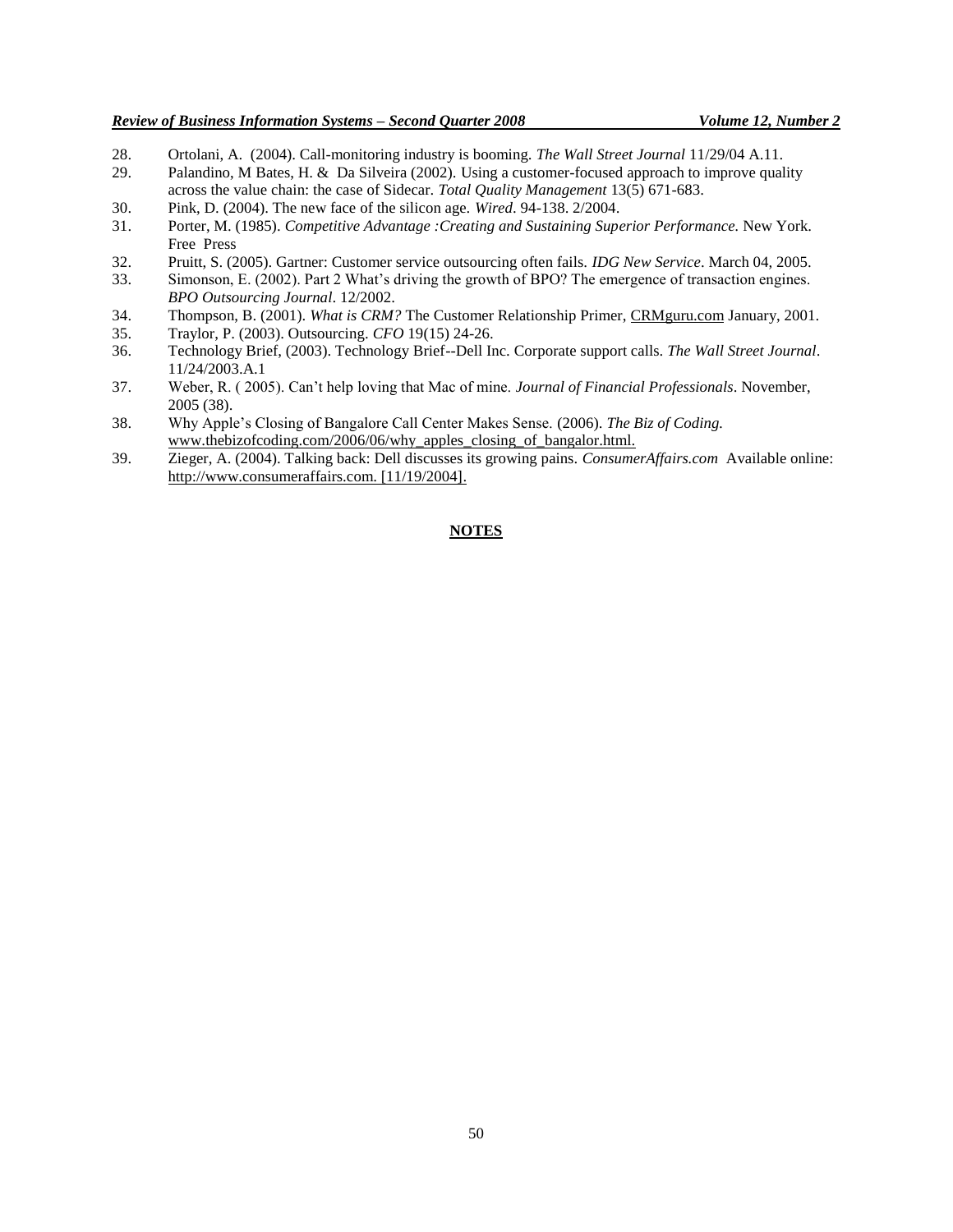28. Ortolani, A. (2004). Call-monitoring industry is booming. *The Wall Street Journal* 11/29/04 A.11.
29. Palandino, M Bates, H. & Da Silveira (2002). Using a customer-focused approach to improve quality across the value chain: the case of Sidecar. *Total Quality Management* 13(5) 671-683.
30. Pink, D. (2004). The new face of the silicon age. *Wired*. 94-138. 2/2004.
31. Porter, M. (1985). *Competitive Advantage :Creating and Sustaining Superior Performance.* New York. Free Press
32. Pruitt, S. (2005). Gartner: Customer service outsourcing often fails. *IDG New Service*. March 04, 2005.
33. Simonson, E. (2002). Part 2 What's driving the growth of BPO? The emergence of transaction engines. *BPO Outsourcing Journal*. 12/2002.
34. Thompson, B. (2001). *What is CRM?* The Customer Relationship Primer, CRMguru.com January, 2001.
35. Traylor, P. (2003). Outsourcing. *CFO* 19(15) 24-26.
36. Technology Brief, (2003). Technology Brief--Dell Inc. Corporate support calls. *The Wall Street Journal*. 11/24/2003.A.1
37. Weber, R. ( 2005). Can't help loving that Mac of mine. *Journal of Financial Professionals*. November, 2005 (38).
38. Why Apple's Closing of Bangalore Call Center Makes Sense. (2006). *The Biz of Coding.* www.thebizofcoding.com/2006/06/why_apples_closing_of_bangalor.html.
39. Zieger, A. (2004). Talking back: Dell discusses its growing pains. *ConsumerAffairs.com* Available online: http://www.consumeraffairs.com. [11/19/2004].

## NOTES